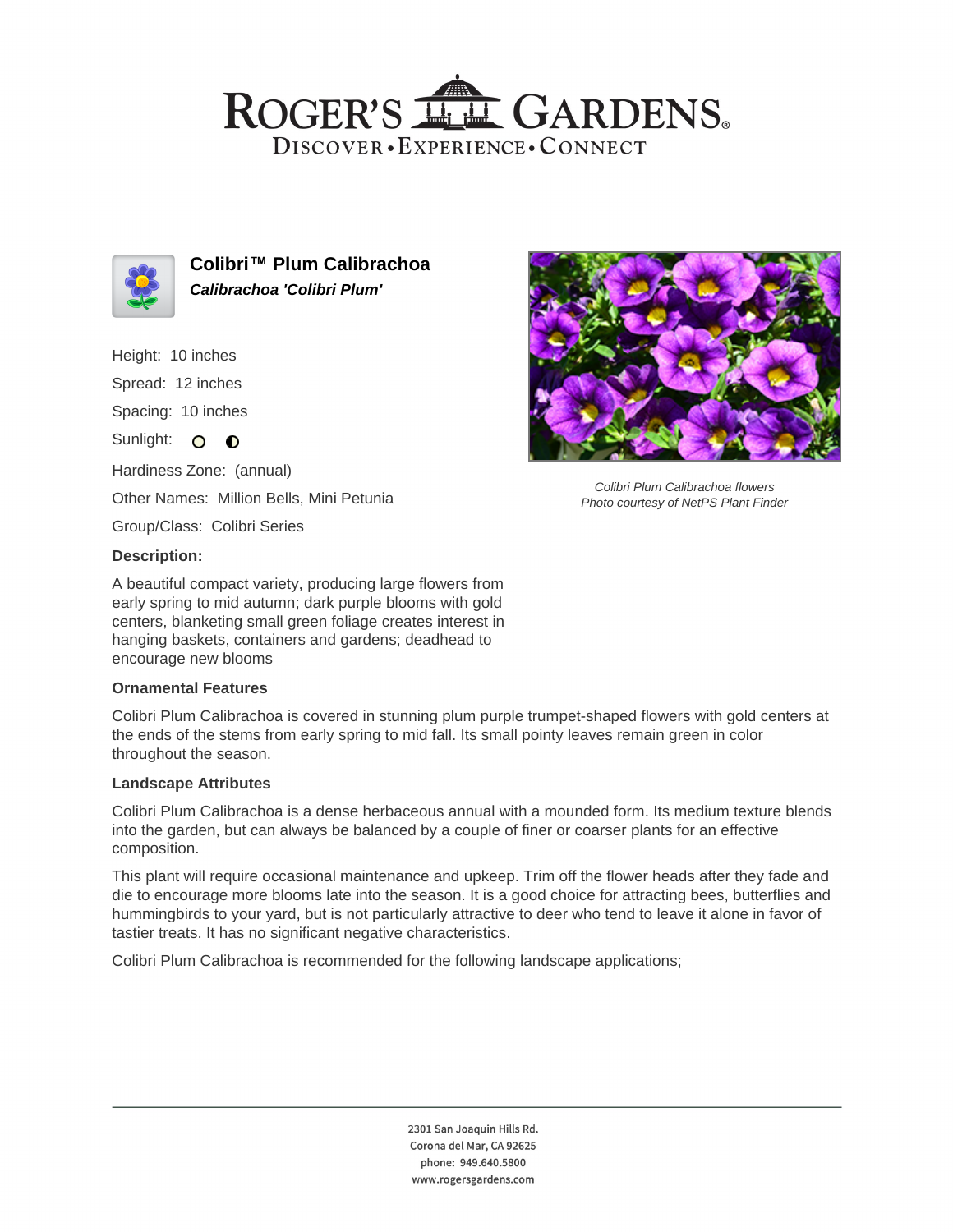# ROGER'S GARDENS

DISCOVER • EXPERIENCE • CONNECT

## Colibri™ Plum Calibrachoa

***Calibrachoa 'Colibri Plum'***

Height: 10 inches

Spread: 12 inches

Spacing: 10 inches

Sunlight:

Hardiness Zone: (annual)

Other Names: Million Bells, Mini Petunia

Group/Class: Colibri Series

Colibri Plum Calibrachoa flowers
Photo courtesy of NetPS Plant Finder

### Description:

A beautiful compact variety, producing large flowers from early spring to mid autumn; dark purple blooms with gold centers, blanketing small green foliage creates interest in hanging baskets, containers and gardens; deadhead to encourage new blooms

### Ornamental Features

Colibri Plum Calibrachoa is covered in stunning plum purple trumpet-shaped flowers with gold centers at the ends of the stems from early spring to mid fall. Its small pointy leaves remain green in color throughout the season.

### Landscape Attributes

Colibri Plum Calibrachoa is a dense herbaceous annual with a mounded form. Its medium texture blends into the garden, but can always be balanced by a couple of finer or coarser plants for an effective composition.

This plant will require occasional maintenance and upkeep. Trim off the flower heads after they fade and die to encourage more blooms late into the season. It is a good choice for attracting bees, butterflies and hummingbirds to your yard, but is not particularly attractive to deer who tend to leave it alone in favor of tastier treats. It has no significant negative characteristics.

Colibri Plum Calibrachoa is recommended for the following landscape applications;

2301 San Joaquin Hills Rd.
Corona del Mar, CA 92625
phone: 949.640.5800
www.rogersgardens.com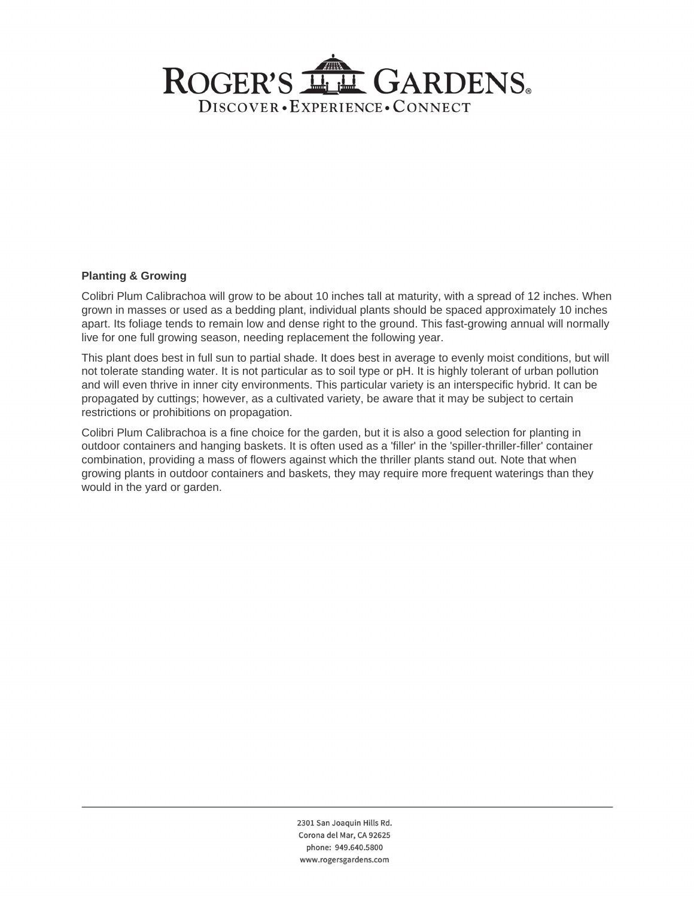**Planting & Growing**

Colibri Plum Calibrachoa will grow to be about 10 inches tall at maturity, with a spread of 12 inches. When grown in masses or used as a bedding plant, individual plants should be spaced approximately 10 inches apart. Its foliage tends to remain low and dense right to the ground. This fast-growing annual will normally live for one full growing season, needing replacement the following year.

This plant does best in full sun to partial shade. It does best in average to evenly moist conditions, but will not tolerate standing water. It is not particular as to soil type or pH. It is highly tolerant of urban pollution and will even thrive in inner city environments. This particular variety is an interspecific hybrid. It can be propagated by cuttings; however, as a cultivated variety, be aware that it may be subject to certain restrictions or prohibitions on propagation.

Colibri Plum Calibrachoa is a fine choice for the garden, but it is also a good selection for planting in outdoor containers and hanging baskets. It is often used as a 'filler' in the 'spiller-thriller-filler' container combination, providing a mass of flowers against which the thriller plants stand out. Note that when growing plants in outdoor containers and baskets, they may require more frequent waterings than they would in the yard or garden.